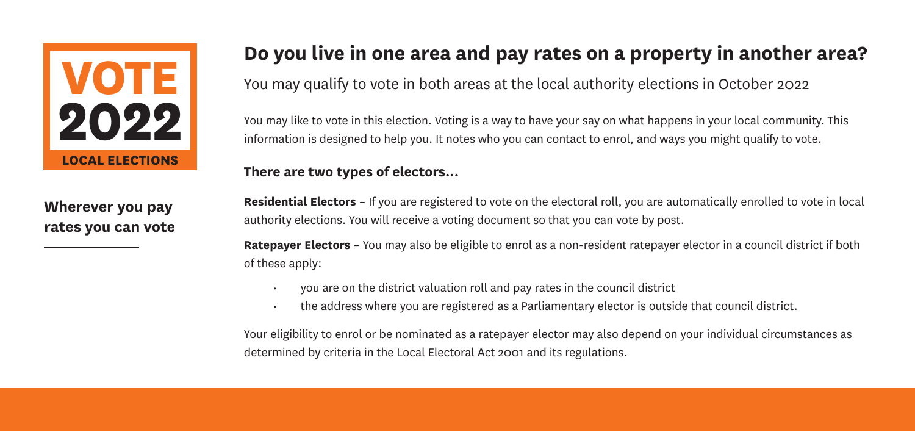**VOTE**
**2022**
**LOCAL ELECTIONS**

**Wherever you pay rates you can vote**

# Do you live in one area and pay rates on a property in another area?

You may qualify to vote in both areas at the local authority elections in October 2022

You may like to vote in this election. Voting is a way to have your say on what happens in your local community. This information is designed to help you. It notes who you can contact to enrol, and ways you might qualify to vote.

### There are two types of electors...

**Residential Electors** – If you are registered to vote on the electoral roll, you are automatically enrolled to vote in local authority elections. You will receive a voting document so that you can vote by post.

**Ratepayer Electors** – You may also be eligible to enrol as a non-resident ratepayer elector in a council district if both of these apply:

- you are on the district valuation roll and pay rates in the council district
- the address where you are registered as a Parliamentary elector is outside that council district.

Your eligibility to enrol or be nominated as a ratepayer elector may also depend on your individual circumstances as determined by criteria in the Local Electoral Act 2001 and its regulations.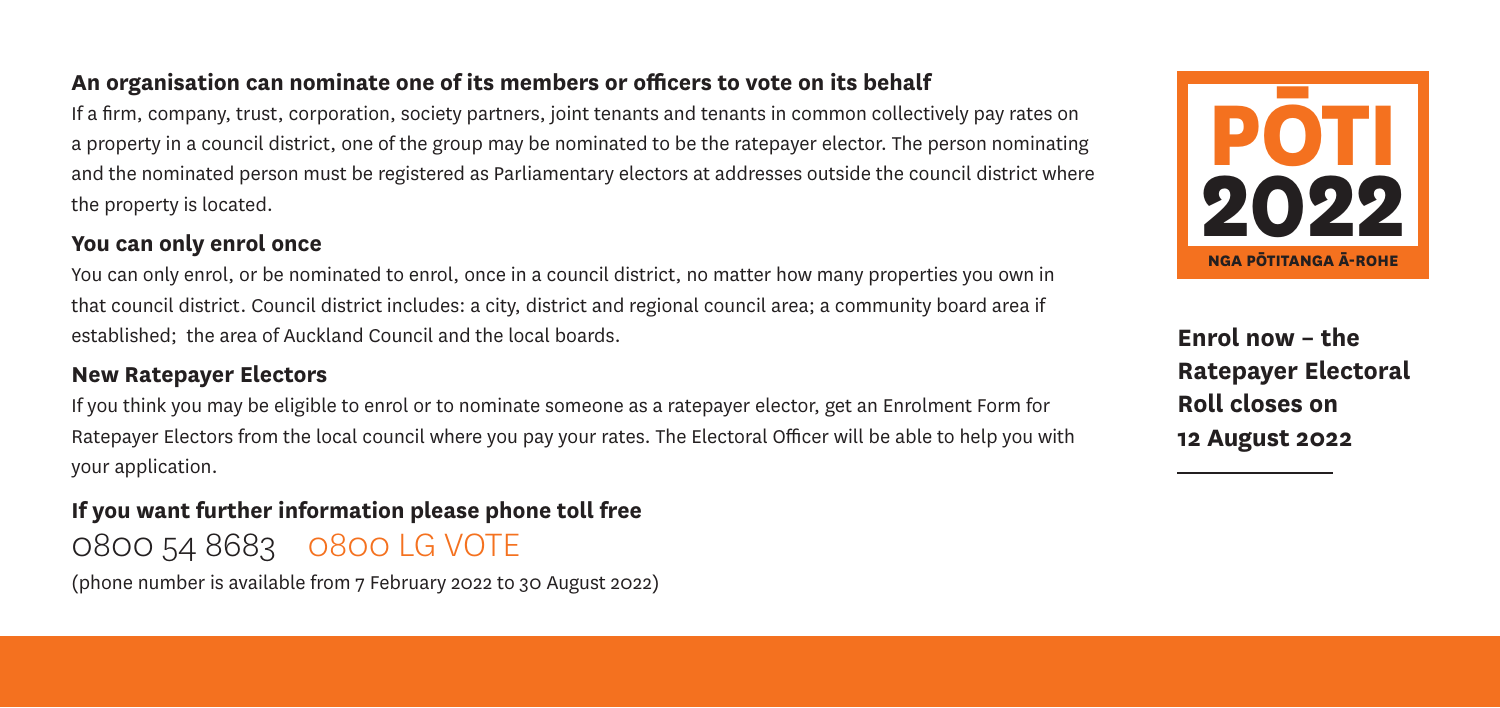### An organisation can nominate one of its members or officers to vote on its behalf

If a firm, company, trust, corporation, society partners, joint tenants and tenants in common collectively pay rates on a property in a council district, one of the group may be nominated to be the ratepayer elector. The person nominating and the nominated person must be registered as Parliamentary electors at addresses outside the council district where the property is located.

### You can only enrol once

You can only enrol, or be nominated to enrol, once in a council district, no matter how many properties you own in that council district. Council district includes: a city, district and regional council area; a community board area if established; the area of Auckland Council and the local boards.

### New Ratepayer Electors

If you think you may be eligible to enrol or to nominate someone as a ratepayer elector, get an Enrolment Form for Ratepayer Electors from the local council where you pay your rates. The Electoral Officer will be able to help you with your application.

### If you want further information please phone toll free

0800 54 8683 0800 LG VOTE

(phone number is available from 7 February 2022 to 30 August 2022)

**PŌTI 2022**

**NGA PŌTITANGA Ā-ROHE**

**Enrol now – the Ratepayer Electoral Roll closes on 12 August 2022**